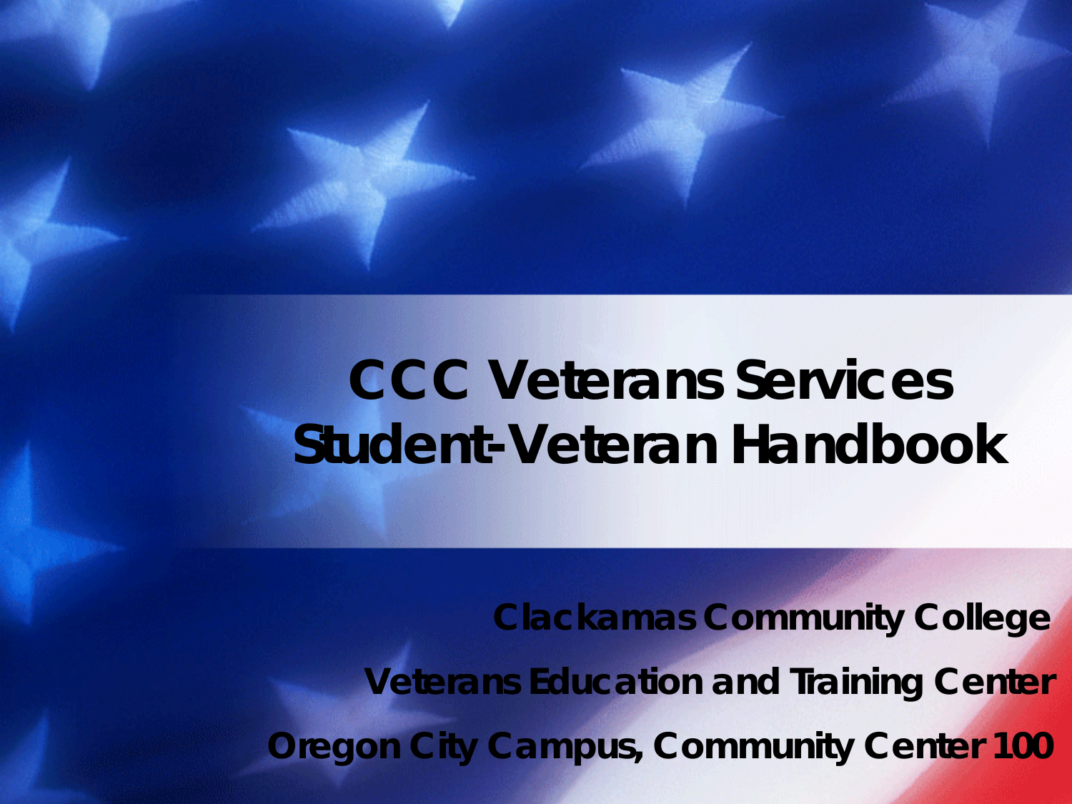# CCC Veterans Services Student-Veteran Handbook

**Clackamas Community College**

**Veterans Education and Training Center**

**Oregon City Campus, Community Center 100**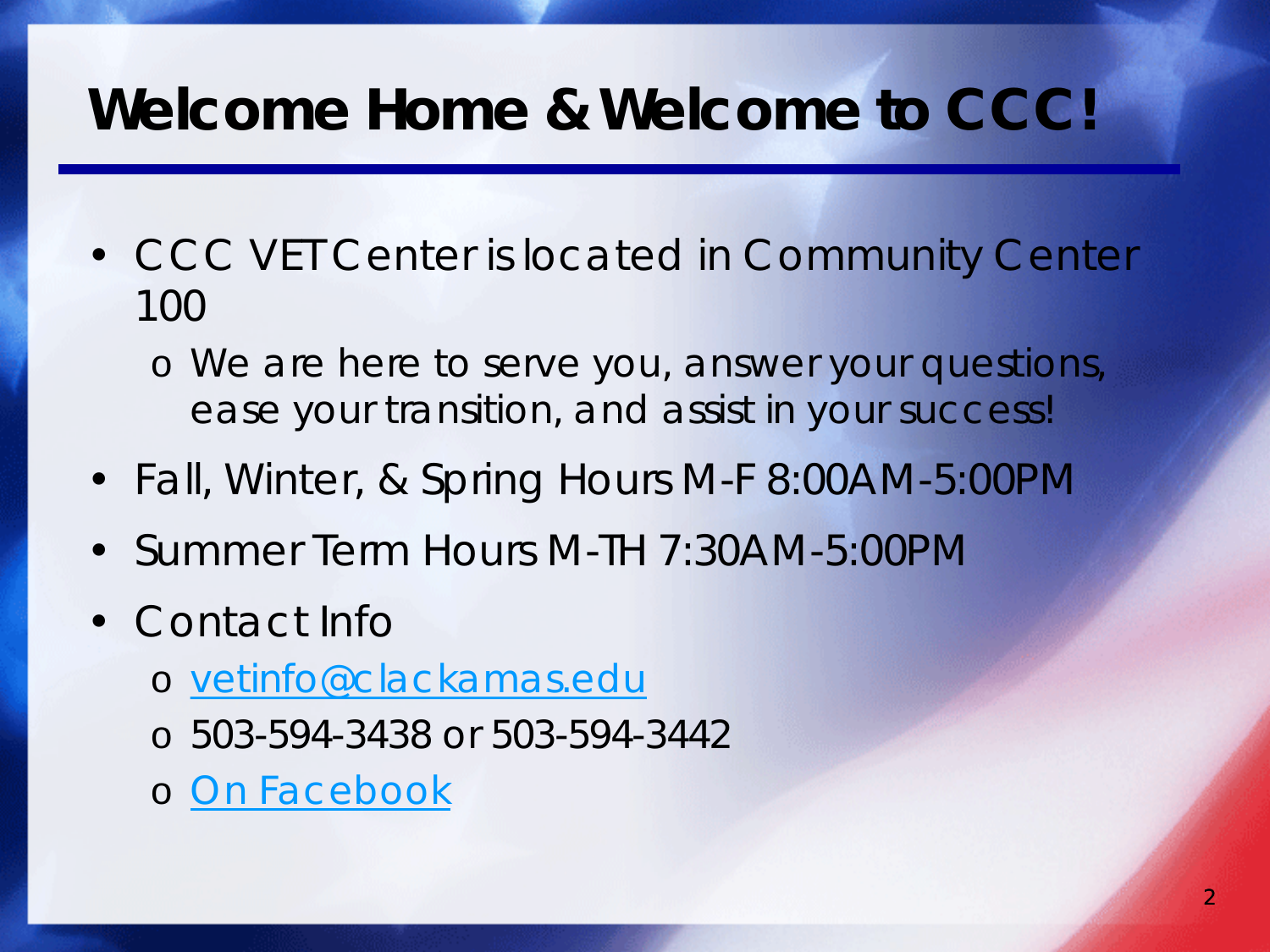# Welcome Home & Welcome to CCC!

- CCC VET Center is located in Community Center 100
  - We are here to serve you, answer your questions, ease your transition, and assist in your success!
- Fall, Winter, & Spring Hours M-F 8:00AM-5:00PM
- Summer Term Hours M-TH 7:30AM-5:00PM
- Contact Info
  - vetinfo@clackamas.edu
  - 503-594-3438 or 503-594-3442
  - On Facebook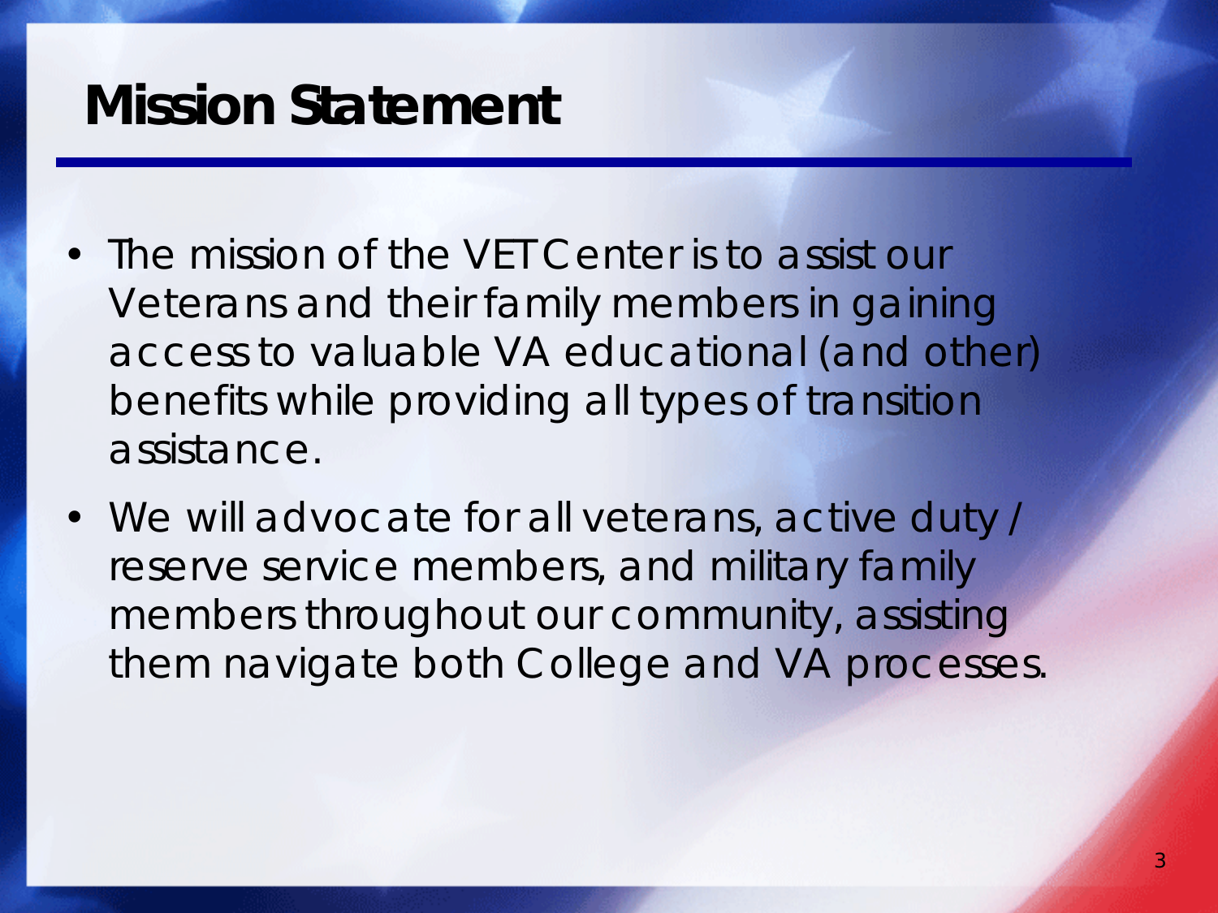# Mission Statement

- The mission of the VET Center is to assist our Veterans and their family members in gaining access to valuable VA educational (and other) benefits while providing all types of transition assistance.
- We will advocate for all veterans, active duty / reserve service members, and military family members throughout our community, assisting them navigate both College and VA processes.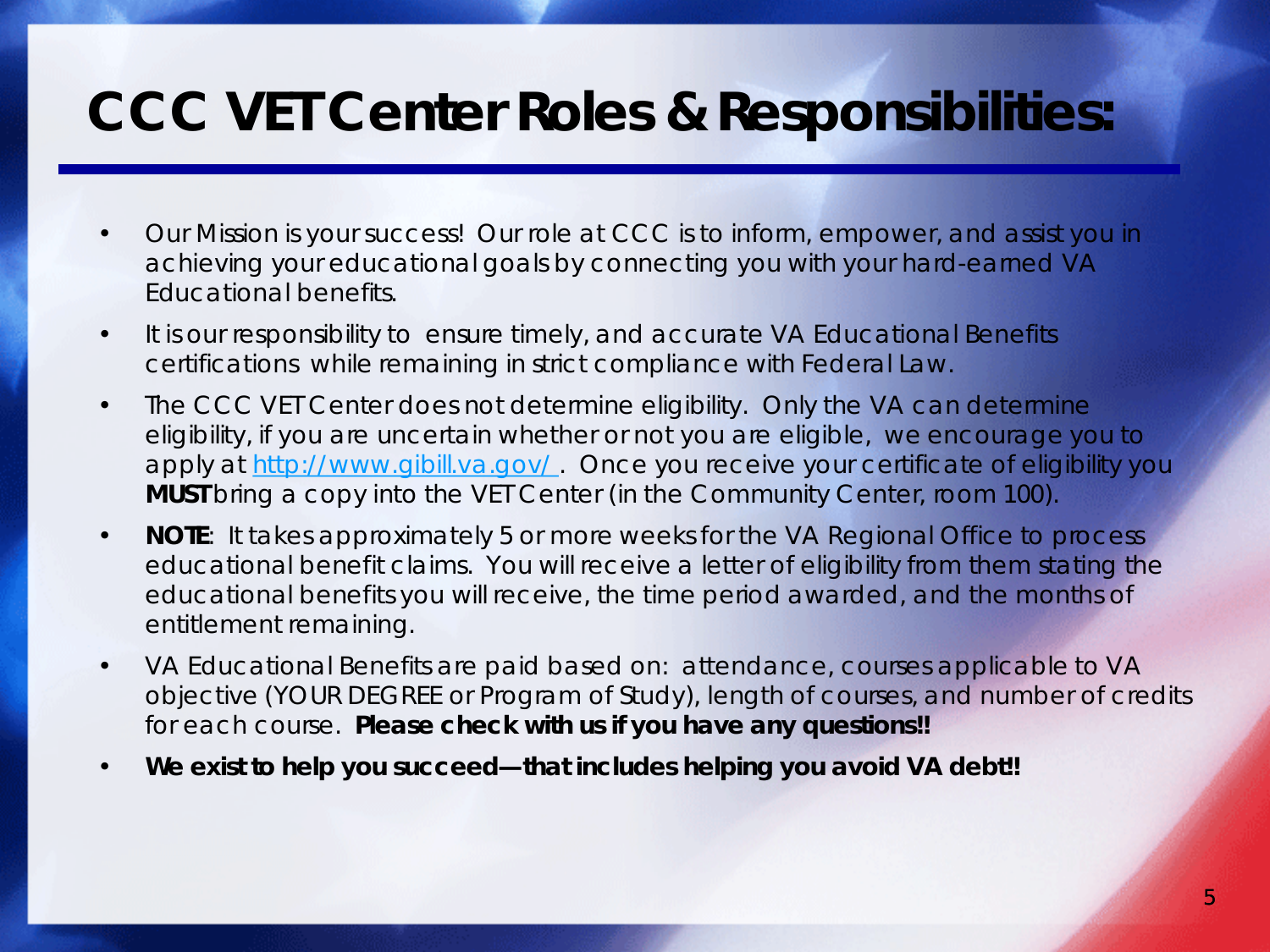# CCC VET Center Roles & Responsibilities:

- Our Mission is your success! Our role at CCC is to inform, empower, and assist you in achieving your educational goals by connecting you with your hard-earned VA Educational benefits.
- It is our responsibility to ensure timely, and accurate VA Educational Benefits certifications while remaining in strict compliance with Federal Law.
- The CCC VET Center does not determine eligibility. Only the VA can determine eligibility, if you are uncertain whether or not you are eligible, we encourage you to apply at http://www.gibill.va.gov/ . Once you receive your certificate of eligibility you **MUST** bring a copy into the VET Center (in the Community Center, room 100).
- **NOTE**: It takes approximately 5 or more weeks for the VA Regional Office to process educational benefit claims. You will receive a letter of eligibility from them stating the educational benefits you will receive, the time period awarded, and the months of entitlement remaining.
- VA Educational Benefits are paid based on: attendance, courses applicable to VA objective (YOUR DEGREE or Program of Study), length of courses, and number of credits for each course. **Please check with us if you have any questions!!**
- **We exist to help you succeed—that includes helping you avoid VA debt!!**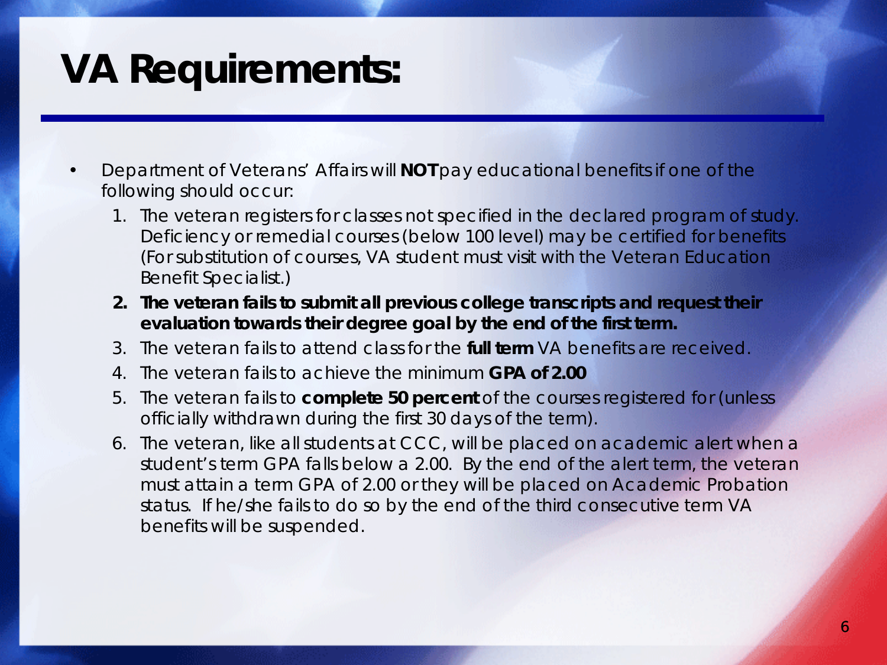# VA Requirements:

- Department of Veterans' Affairs will **NOT** pay educational benefits if one of the following should occur:
  1. The veteran registers for classes not specified in the declared program of study. Deficiency or remedial courses (below 100 level) may be certified for benefits (For substitution of courses, VA student must visit with the Veteran Education Benefit Specialist.)
  2. **The veteran fails to submit all previous college transcripts and request their evaluation towards their degree goal by the end of the first term.**
  3. The veteran fails to attend class for the **full term** VA benefits are received.
  4. The veteran fails to achieve the minimum **GPA of 2.00**
  5. The veteran fails to **complete 50 percent** of the courses registered for (unless officially withdrawn during the first 30 days of the term).
  6. The veteran, like all students at CCC, will be placed on academic alert when a student's term GPA falls below a 2.00. By the end of the alert term, the veteran must attain a term GPA of 2.00 or they will be placed on Academic Probation status. If he/she fails to do so by the end of the third consecutive term VA benefits will be suspended.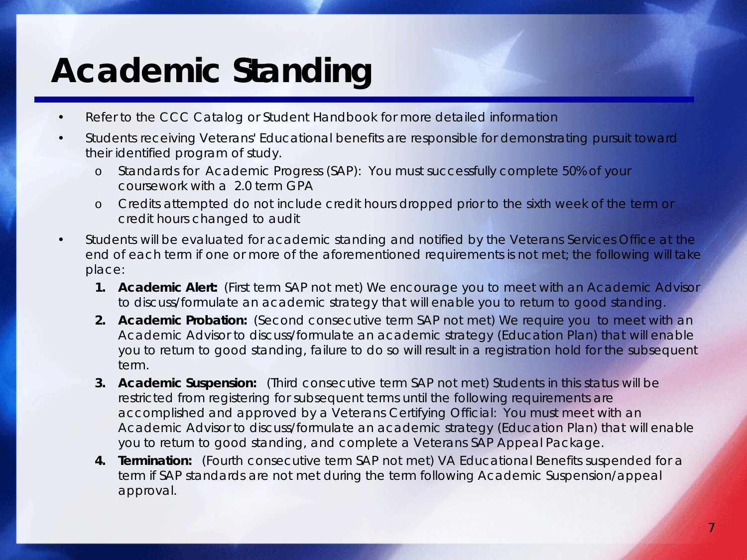# Academic Standing

- Refer to the CCC Catalog or Student Handbook for more detailed information
- Students receiving Veterans' Educational benefits are responsible for demonstrating pursuit toward their identified program of study.
  - Standards for Academic Progress (SAP): You must successfully complete 50% of your coursework with a 2.0 term GPA
  - Credits attempted do not include credit hours dropped prior to the sixth week of the term or credit hours changed to audit
- Students will be evaluated for academic standing and notified by the Veterans Services Office at the end of each term if one or more of the aforementioned requirements is not met; the following will take place:
  1. **Academic Alert:** (First term SAP not met) We encourage you to meet with an Academic Advisor to discuss/formulate an academic strategy that will enable you to return to good standing.
  2. **Academic Probation:** (Second consecutive term SAP not met) We require you to meet with an Academic Advisor to discuss/formulate an academic strategy (Education Plan) that will enable you to return to good standing, failure to do so will result in a registration hold for the subsequent term.
  3. **Academic Suspension:** (Third consecutive term SAP not met) Students in this status will be restricted from registering for subsequent terms until the following requirements are accomplished and approved by a Veterans Certifying Official: You must meet with an Academic Advisor to discuss/formulate an academic strategy (Education Plan) that will enable you to return to good standing, and complete a Veterans SAP Appeal Package.
  4. **Termination:** (Fourth consecutive term SAP not met) VA Educational Benefits suspended for a term if SAP standards are not met during the term following Academic Suspension/appeal approval.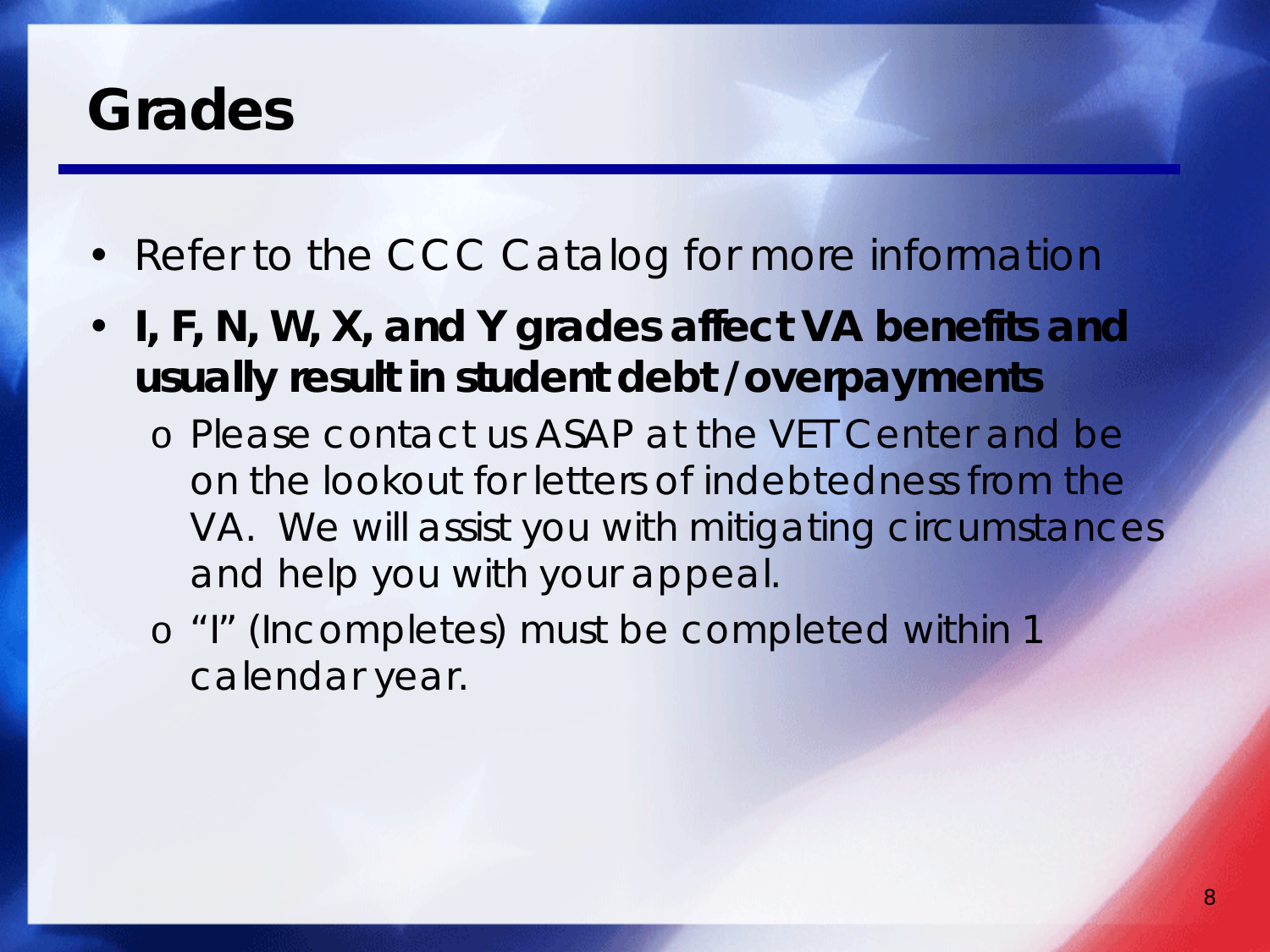# Grades

- Refer to the CCC Catalog for more information
- **I, F, N, W, X, and Y grades affect VA benefits and usually result in student debt /overpayments**
  - Please contact us ASAP at the VET Center and be on the lookout for letters of indebtedness from the VA. We will assist you with mitigating circumstances and help you with your appeal.
  - "I" (Incompletes) must be completed within 1 calendar year.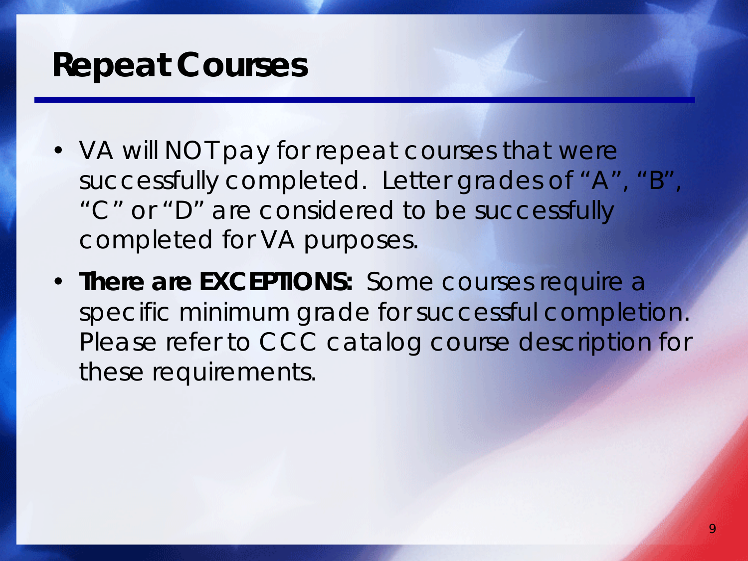# Repeat Courses

- VA will NOT pay for repeat courses that were successfully completed. Letter grades of "A", "B", "C" or "D" are considered to be successfully completed for VA purposes.
- **There are EXCEPTIONS:** Some courses require a specific minimum grade for successful completion. Please refer to CCC catalog course description for these requirements.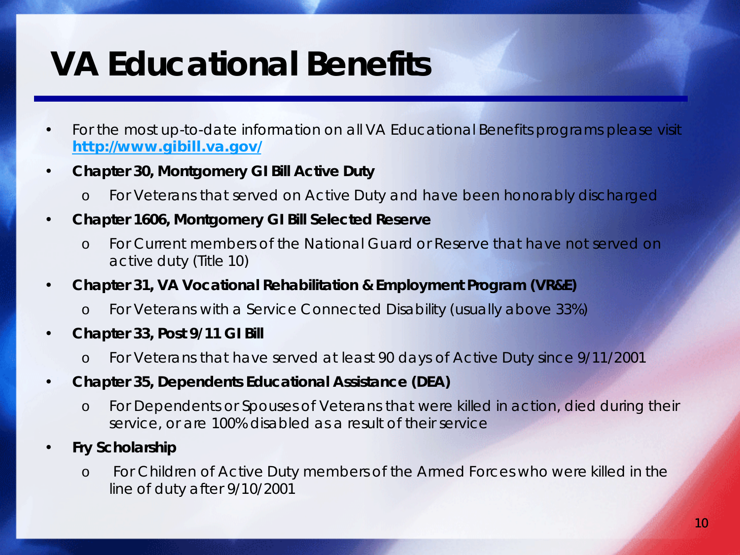# VA Educational Benefits

- For the most up-to-date information on all VA Educational Benefits programs please visit **http://www.gibill.va.gov/**
- **Chapter 30, Montgomery GI Bill Active Duty**
  - For Veterans that served on Active Duty and have been honorably discharged
- **Chapter 1606, Montgomery GI Bill Selected Reserve**
  - For Current members of the National Guard or Reserve that have not served on active duty (Title 10)
- **Chapter 31, VA Vocational Rehabilitation & Employment Program (VR&E)**
  - For Veterans with a Service Connected Disability (usually above 33%)
- **Chapter 33, Post 9/11 GI Bill**
  - For Veterans that have served at least 90 days of Active Duty since 9/11/2001
- **Chapter 35, Dependents Educational Assistance (DEA)**
  - For Dependents or Spouses of Veterans that were killed in action, died during their service, or are 100% disabled as a result of their service
- **Fry Scholarship**
  - For Children of Active Duty members of the Armed Forces who were killed in the line of duty after 9/10/2001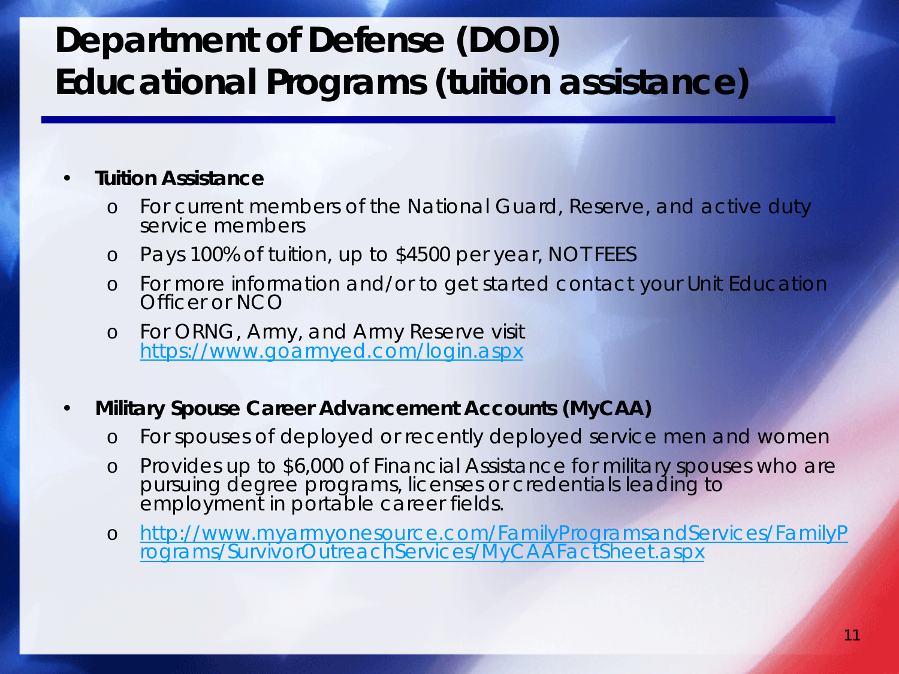# Department of Defense (DOD) Educational Programs (tuition assistance)

- **Tuition Assistance**
  - For current members of the National Guard, Reserve, and active duty service members
  - Pays 100% of tuition, up to $4500 per year, NOT FEES
  - For more information and/or to get started contact your Unit Education Officer or NCO
  - For ORNG, Army, and Army Reserve visit https://www.goarmyed.com/login.aspx

- **Military Spouse Career Advancement Accounts (MyCAA)**
  - For spouses of deployed or recently deployed service men and women
  - Provides up to $6,000 of Financial Assistance for military spouses who are pursuing degree programs, licenses or credentials leading to employment in portable career fields.
  - http://www.myarmyonesource.com/FamilyProgramsandServices/FamilyPrograms/SurvivorOutreachServices/MyCAAFactSheet.aspx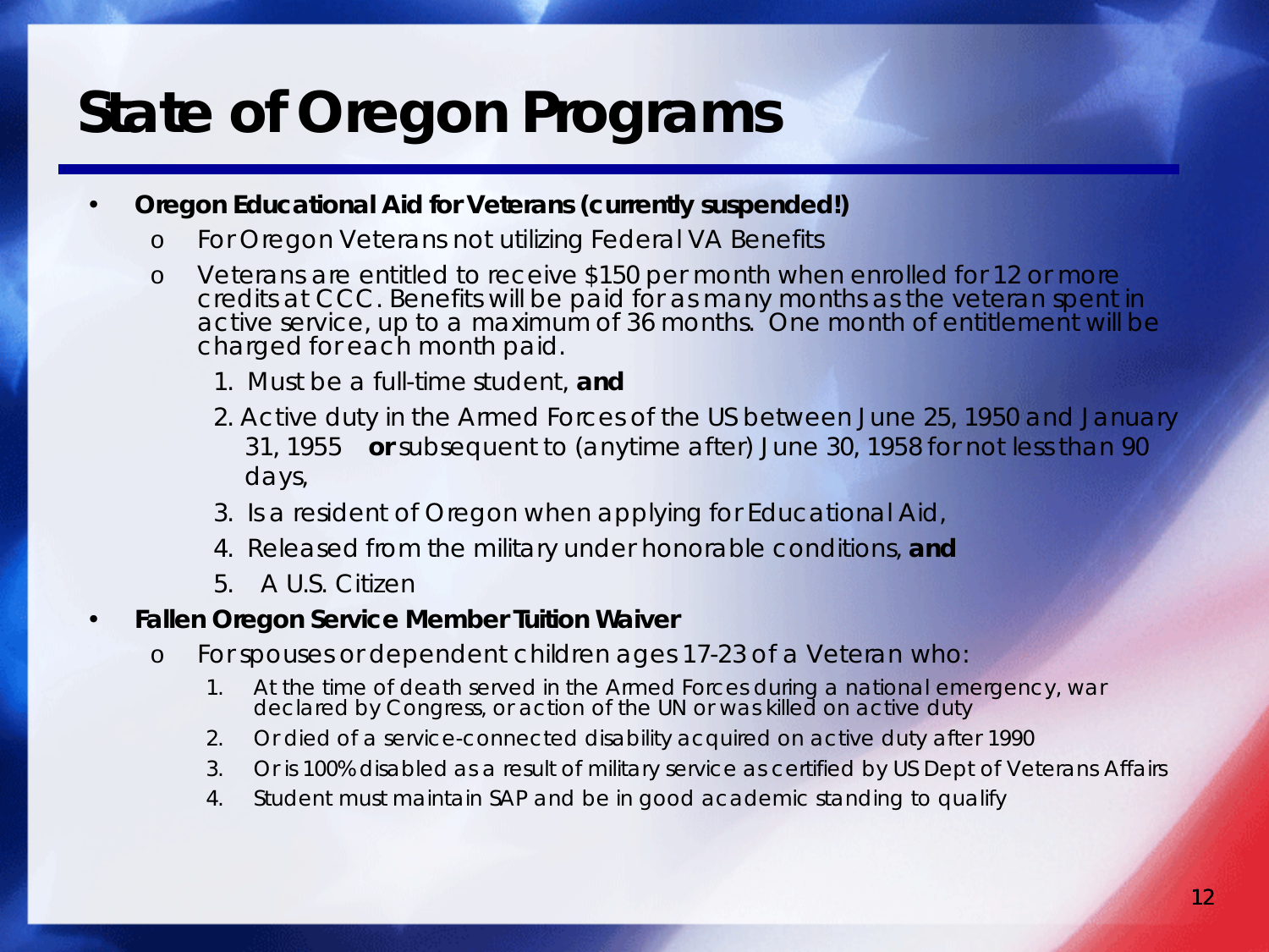# State of Oregon Programs

- **Oregon Educational Aid for Veterans (currently suspended!)**
  - For Oregon Veterans not utilizing Federal VA Benefits
  - Veterans are entitled to receive $150 per month when enrolled for 12 or more credits at CCC. Benefits will be paid for as many months as the veteran spent in active service, up to a maximum of 36 months. One month of entitlement will be charged for each month paid.
    1. Must be a full-time student, **and**
    2. Active duty in the Armed Forces of the US between June 25, 1950 and January 31, 1955 **or** subsequent to (anytime after) June 30, 1958 for not less than 90 days,
    3. Is a resident of Oregon when applying for Educational Aid,
    4. Released from the military under honorable conditions, **and**
    5. A U.S. Citizen
- **Fallen Oregon Service Member Tuition Waiver**
  - For spouses or dependent children ages 17-23 of a Veteran who:
    1. At the time of death served in the Armed Forces during a national emergency, war declared by Congress, or action of the UN or was killed on active duty
    2. Or died of a service-connected disability acquired on active duty after 1990
    3. Or is 100% disabled as a result of military service as certified by US Dept of Veterans Affairs
    4. Student must maintain SAP and be in good academic standing to qualify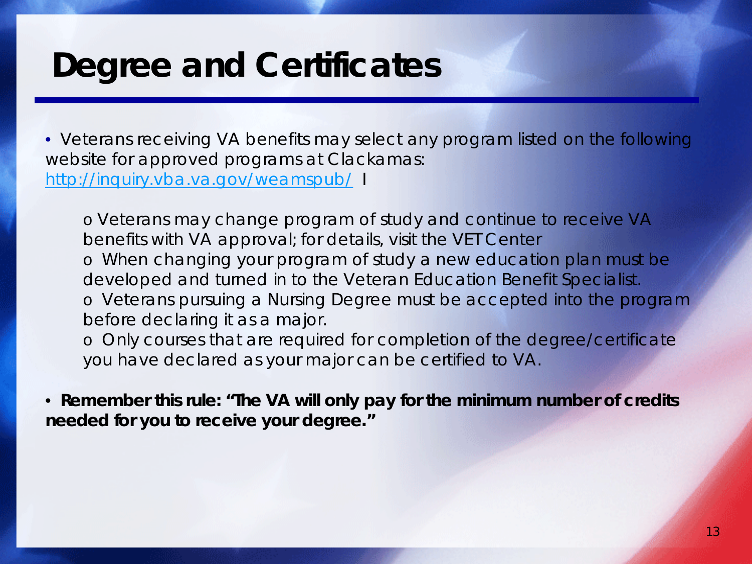# Degree and Certificates

- Veterans receiving VA benefits may select any program listed on the following website for approved programs at Clackamas: [http://inquiry.vba.va.gov/weamspub/](http://inquiry.vba.va.gov/weamspub/) l
  - o Veterans may change program of study and continue to receive VA benefits with VA approval; for details, visit the VET Center
  - o When changing your program of study a new education plan must be developed and turned in to the Veteran Education Benefit Specialist.
  - o Veterans pursuing a Nursing Degree must be accepted into the program before declaring it as a major.
  - o Only courses that are required for completion of the degree/certificate you have declared as your major can be certified to VA.

- **Remember this rule: "The VA will only pay for the minimum number of credits needed for you to receive your degree."**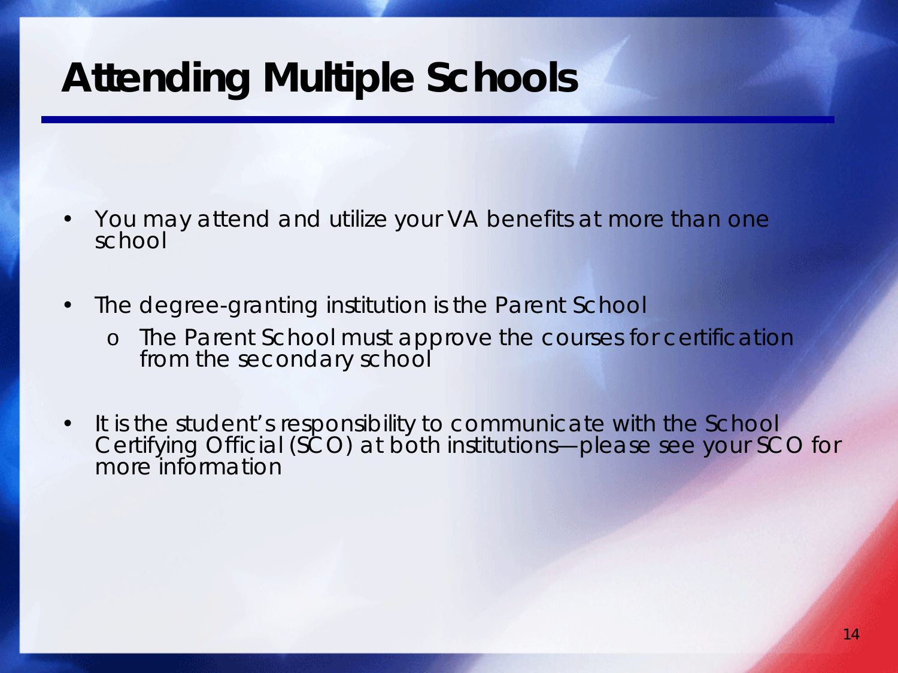# Attending Multiple Schools

- You may attend and utilize your VA benefits at more than one school
- The degree-granting institution is the Parent School
  - The Parent School must approve the courses for certification from the secondary school
- It is the student's responsibility to communicate with the School Certifying Official (SCO) at both institutions—please see your SCO for more information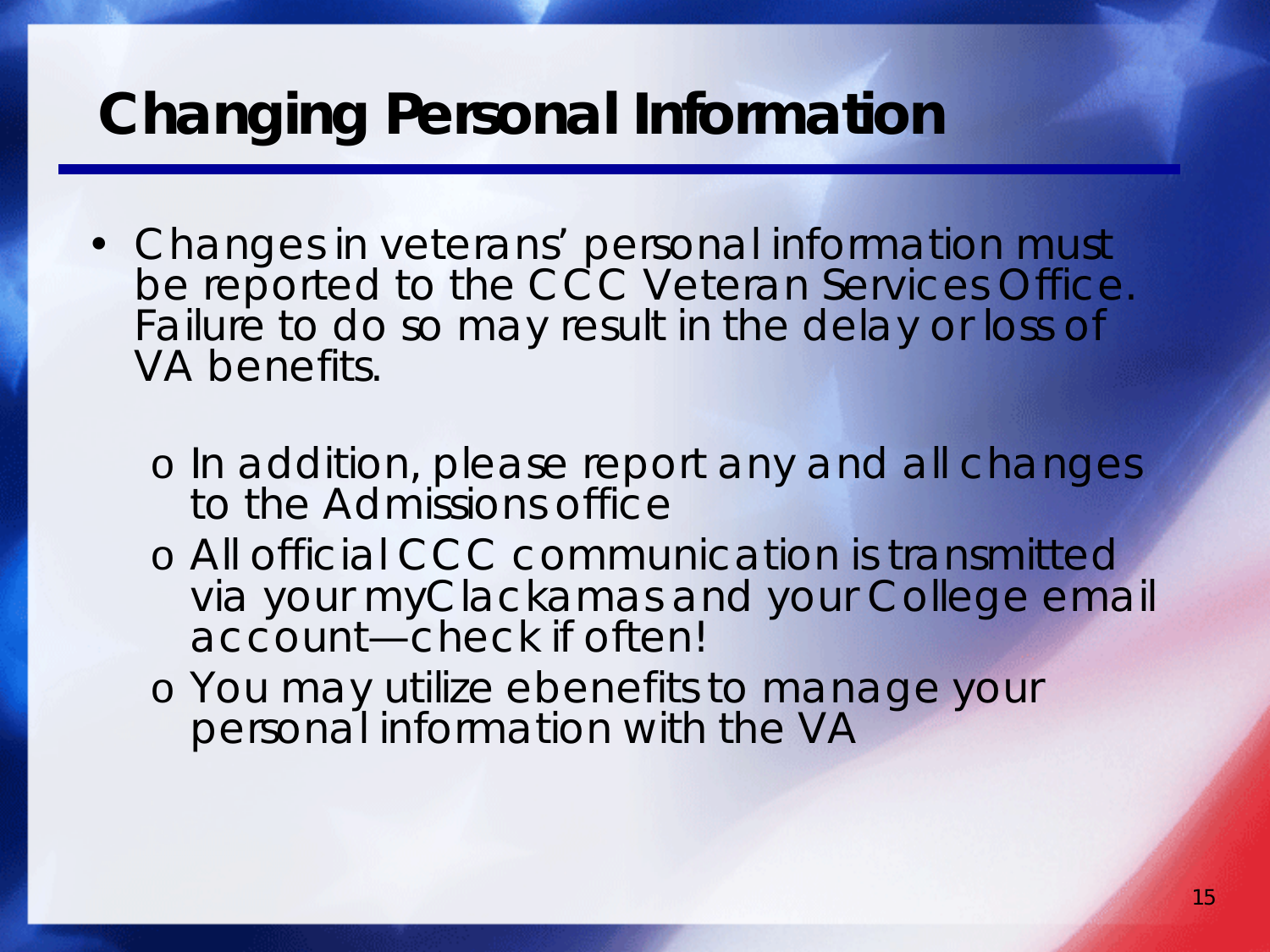# Changing Personal Information

- Changes in veterans' personal information must be reported to the CCC Veteran Services Office. Failure to do so may result in the delay or loss of VA benefits.
  - In addition, please report any and all changes to the Admissions office
  - All official CCC communication is transmitted via your myClackamas and your College email account—check if often!
  - You may utilize ebenefits to manage your personal information with the VA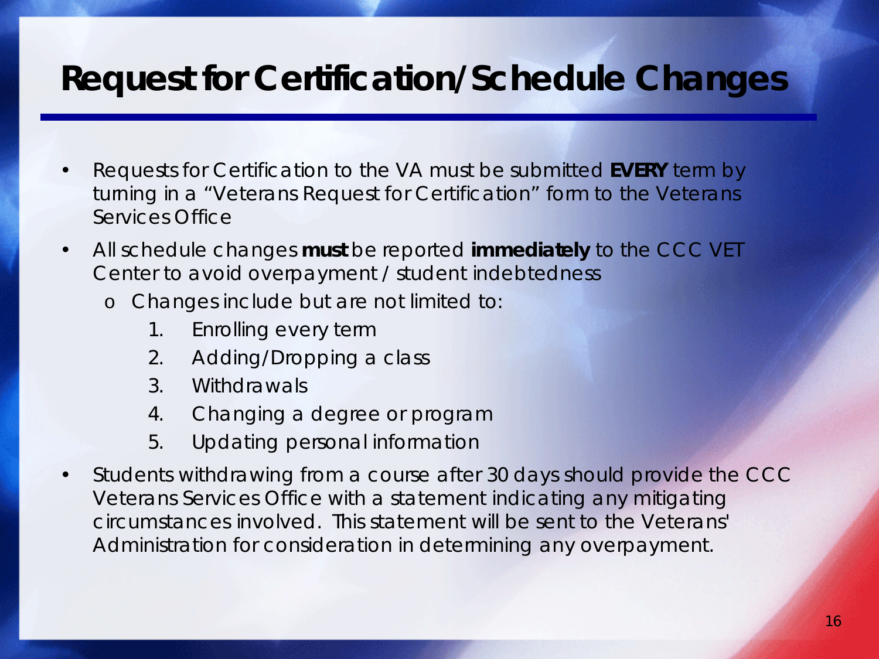# Request for Certification/Schedule Changes

- Requests for Certification to the VA must be submitted **EVERY** term by turning in a “Veterans Request for Certification” form to the Veterans Services Office
- All schedule changes **must** be reported **immediately** to the CCC VET Center to avoid overpayment / student indebtedness
  - Changes include but are not limited to:
    1. Enrolling every term
    2. Adding/Dropping a class
    3. Withdrawals
    4. Changing a degree or program
    5. Updating personal information
- Students withdrawing from a course after 30 days should provide the CCC Veterans Services Office with a statement indicating any mitigating circumstances involved. This statement will be sent to the Veterans' Administration for consideration in determining any overpayment.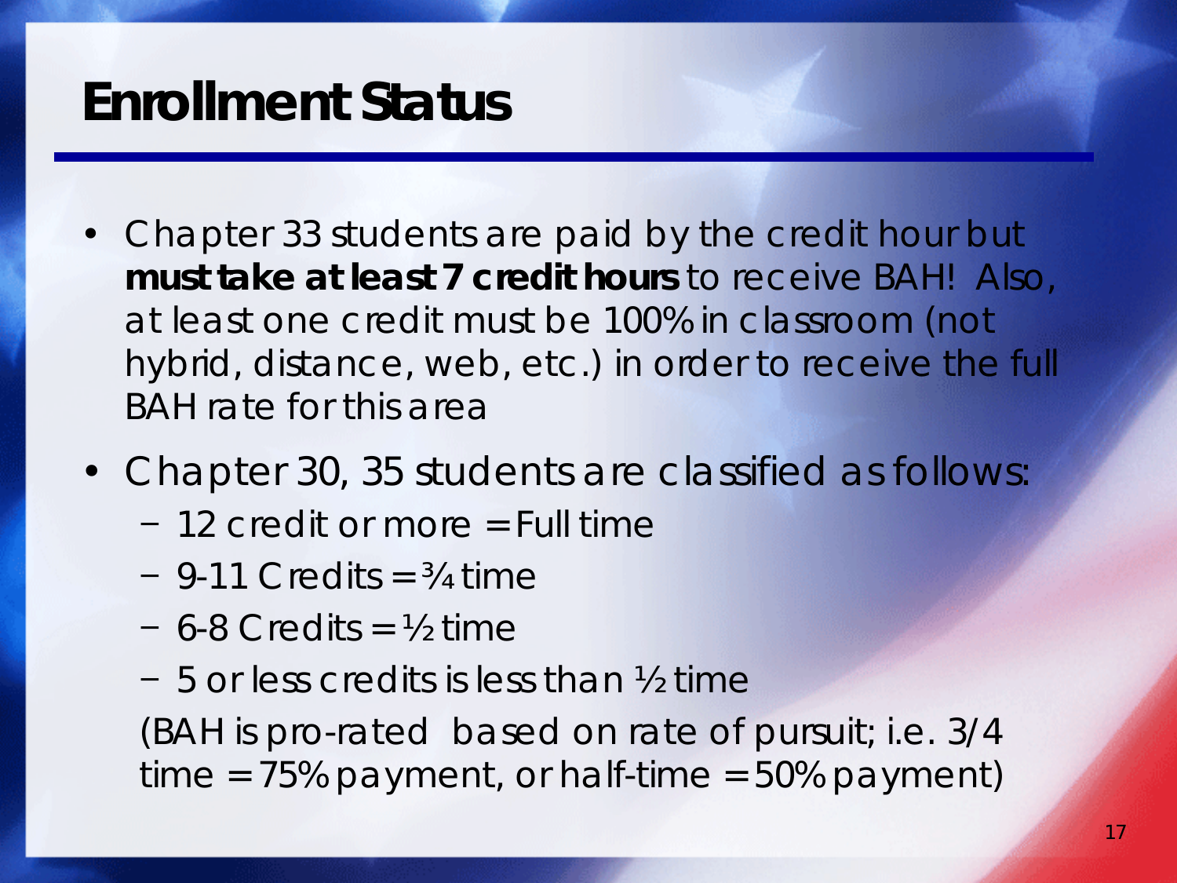# Enrollment Status

- Chapter 33 students are paid by the credit hour but **must take at least 7 credit hours** to receive BAH! Also, at least one credit must be 100% in classroom (not hybrid, distance, web, etc.) in order to receive the full BAH rate for this area
- Chapter 30, 35 students are classified as follows:
  - 12 credit or more = Full time
  - 9-11 Credits = ¾ time
  - 6-8 Credits = ½ time
  - 5 or less credits is less than ½ time

  (BAH is pro-rated based on rate of pursuit; i.e. 3/4 time = 75% payment, or half-time = 50% payment)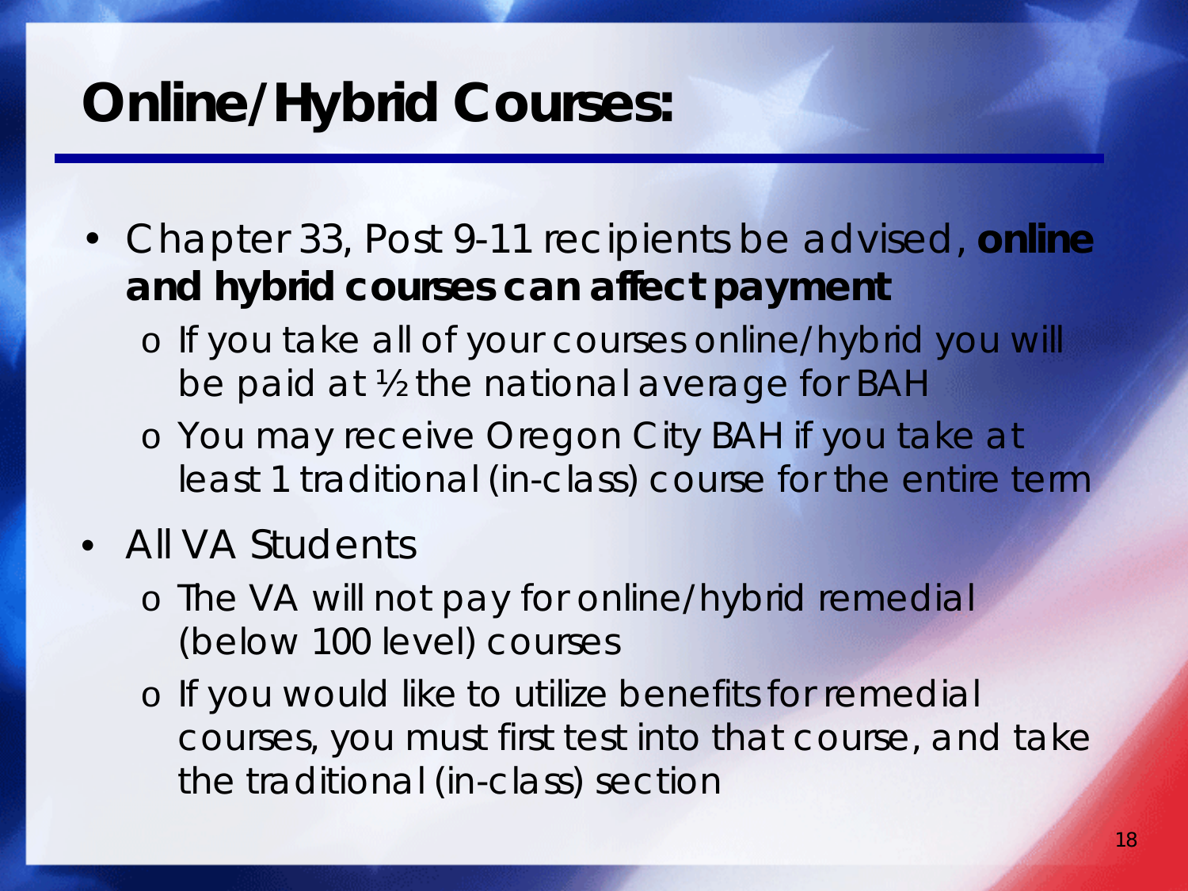# Online/Hybrid Courses:

- Chapter 33, Post 9-11 recipients be advised, **online and hybrid courses can affect payment**
  - If you take all of your courses online/hybrid you will be paid at ½ the national average for BAH
  - You may receive Oregon City BAH if you take at least 1 traditional (in-class) course for the entire term
- All VA Students
  - The VA will not pay for online/hybrid remedial (below 100 level) courses
  - If you would like to utilize benefits for remedial courses, you must first test into that course, and take the traditional (in-class) section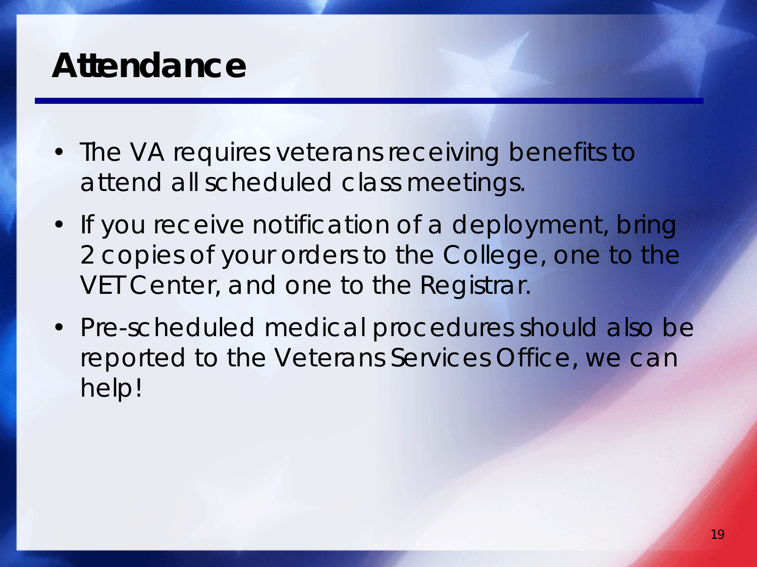# Attendance

- The VA requires veterans receiving benefits to attend all scheduled class meetings.
- If you receive notification of a deployment, bring 2 copies of your orders to the College, one to the VET Center, and one to the Registrar.
- Pre-scheduled medical procedures should also be reported to the Veterans Services Office, we can help!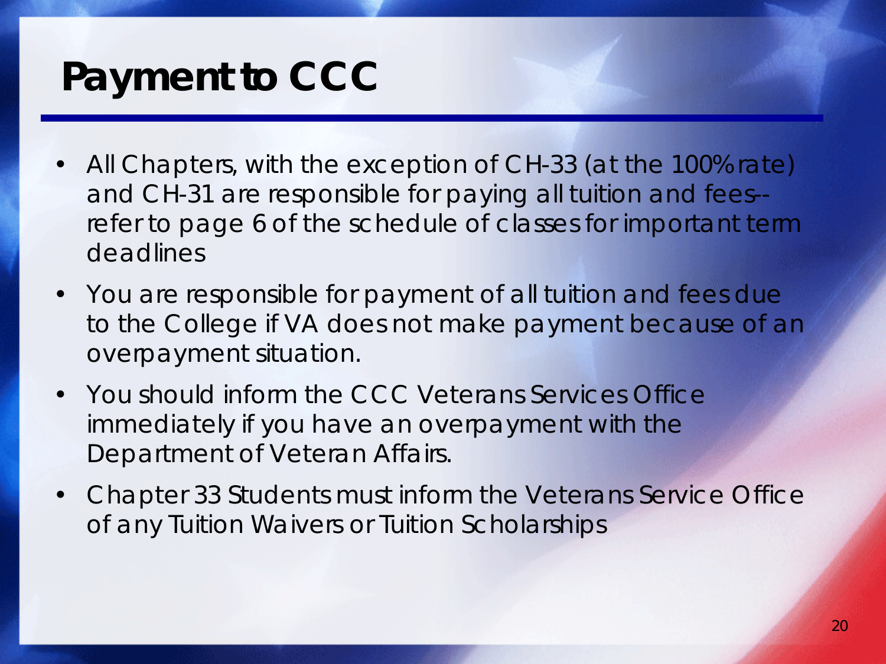# Payment to CCC

- All Chapters, with the exception of CH-33 (at the 100% rate) and CH-31 are responsible for paying all tuition and fees--refer to page 6 of the schedule of classes for important term deadlines
- You are responsible for payment of all tuition and fees due to the College if VA does not make payment because of an overpayment situation.
- You should inform the CCC Veterans Services Office immediately if you have an overpayment with the Department of Veteran Affairs.
- Chapter 33 Students must inform the Veterans Service Office of any Tuition Waivers or Tuition Scholarships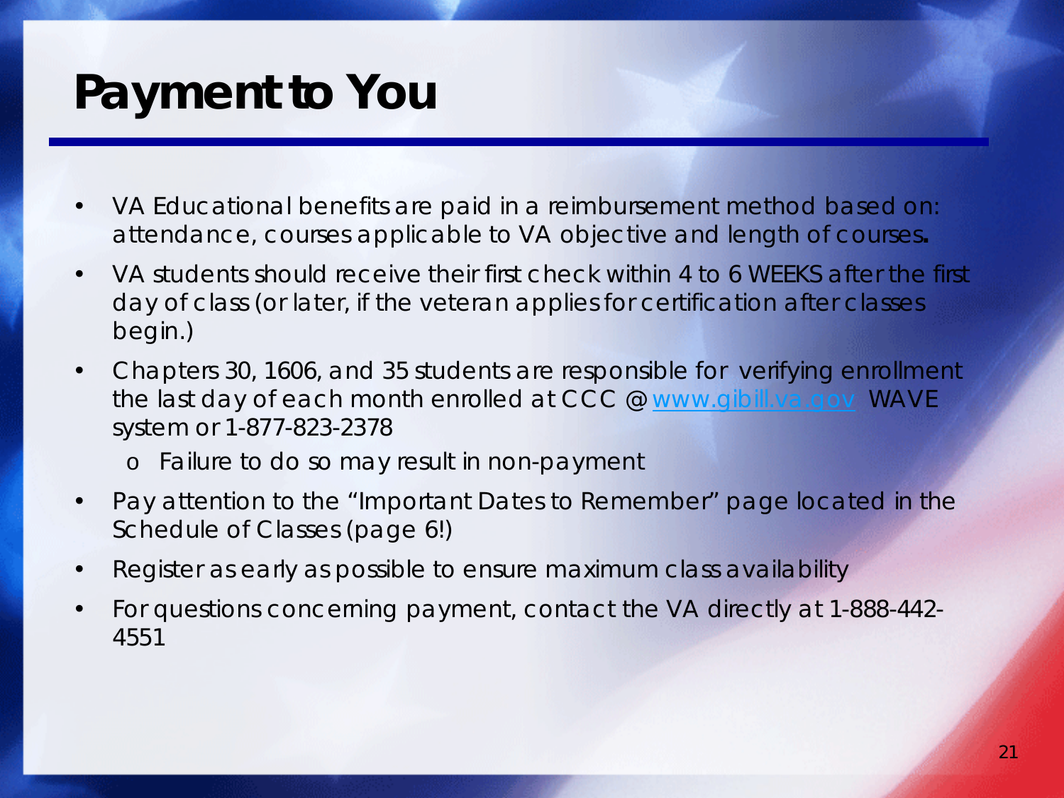# Payment to You

- VA Educational benefits are paid in a reimbursement method based on: attendance, courses applicable to VA objective and length of courses**.**
- VA students should receive their first check within 4 to 6 WEEKS after the first day of class (or later, if the veteran applies for certification after classes begin.)
- Chapters 30, 1606, and 35 students are responsible for verifying enrollment the last day of each month enrolled at CCC @ [www.gibill.va.gov](http://www.gibill.va.gov) WAVE system or 1-877-823-2378
  - Failure to do so may result in non-payment
- Pay attention to the "Important Dates to Remember" page located in the Schedule of Classes (page 6!)
- Register as early as possible to ensure maximum class availability
- For questions concerning payment, contact the VA directly at 1-888-442-4551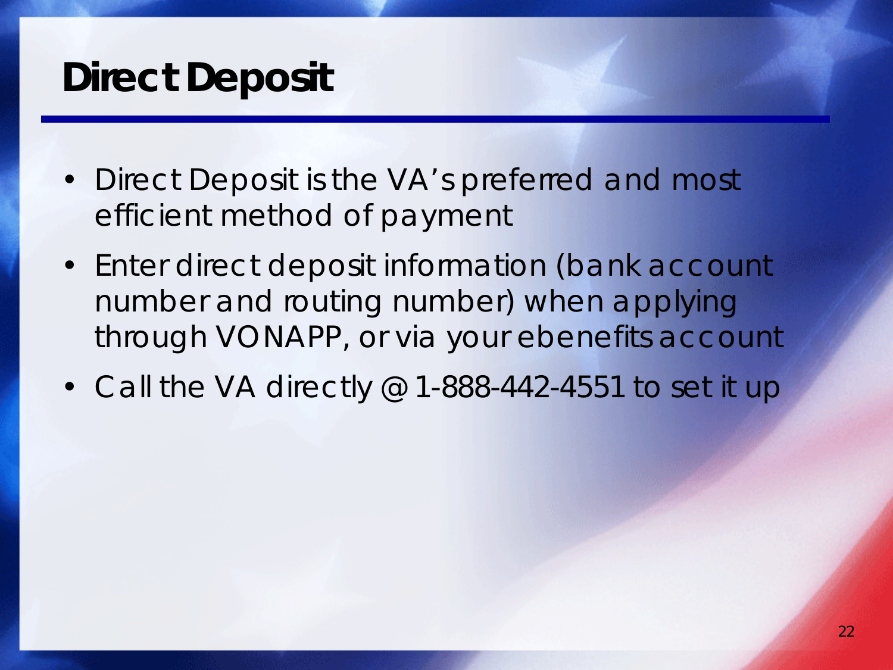# Direct Deposit

- Direct Deposit is the VA's preferred and most efficient method of payment
- Enter direct deposit information (bank account number and routing number) when applying through VONAPP, or via your ebenefits account
- Call the VA directly @ 1-888-442-4551 to set it up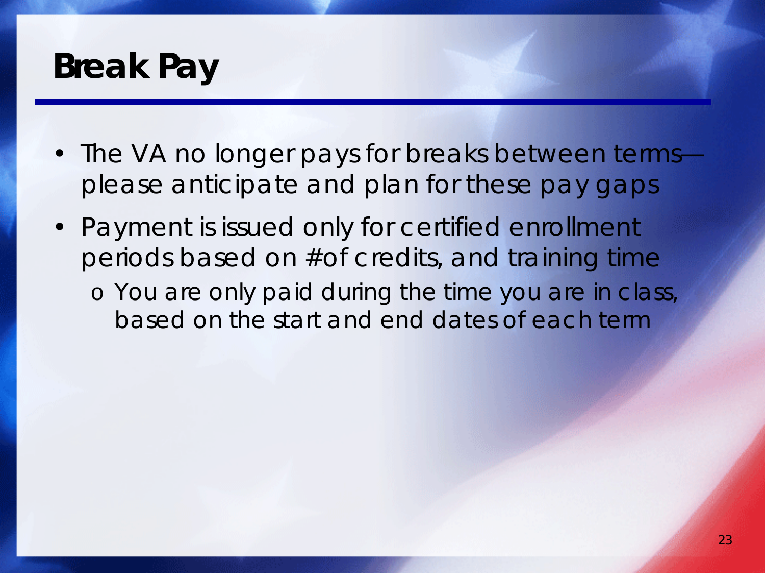# Break Pay

- The VA no longer pays for breaks between terms—please anticipate and plan for these pay gaps
- Payment is issued only for certified enrollment periods based on #of credits, and training time
  - You are only paid during the time you are in class, based on the start and end dates of each term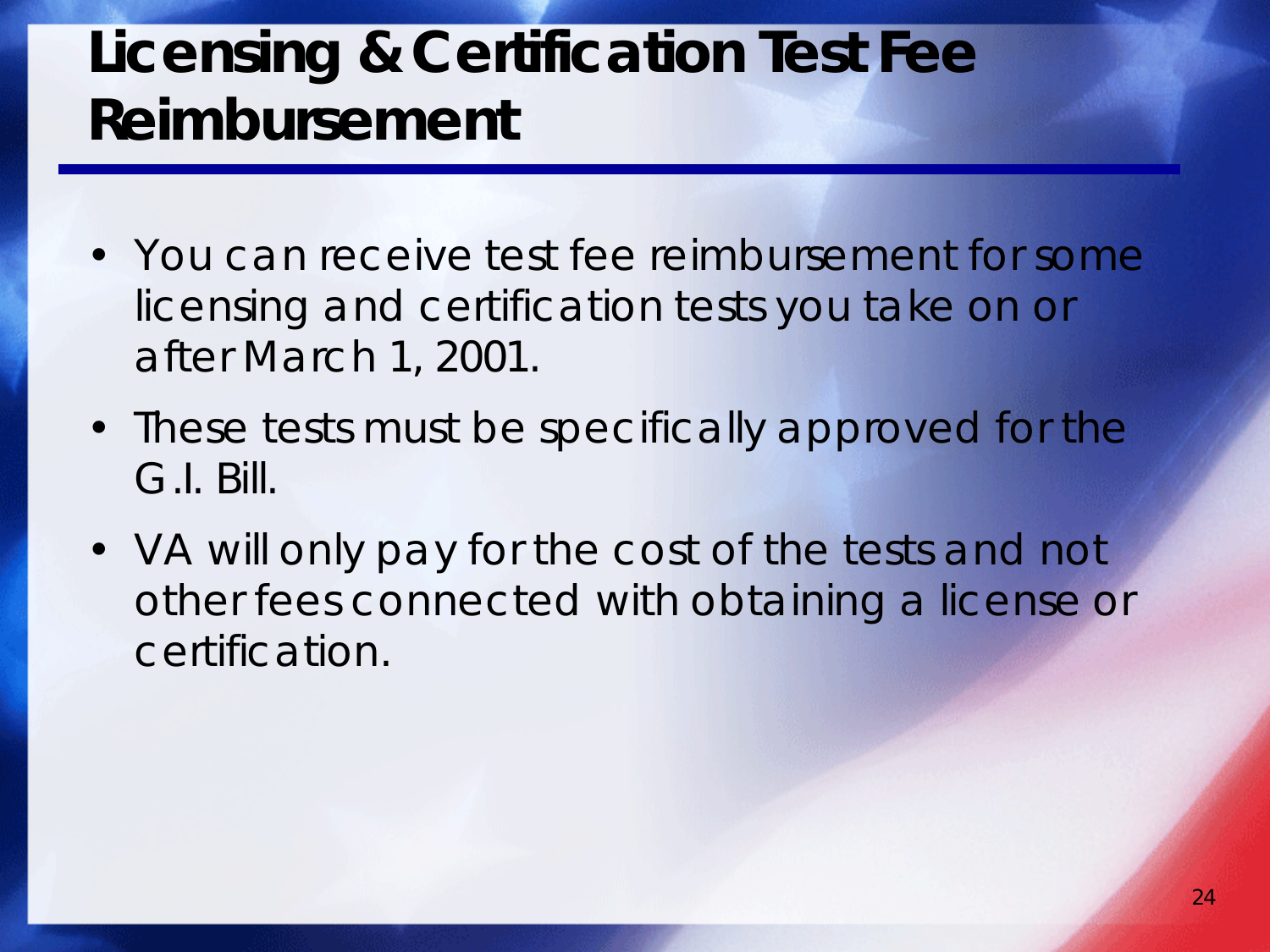# Licensing & Certification Test Fee Reimbursement

- You can receive test fee reimbursement for some licensing and certification tests you take on or after March 1, 2001.
- These tests must be specifically approved for the G.I. Bill.
- VA will only pay for the cost of the tests and not other fees connected with obtaining a license or certification.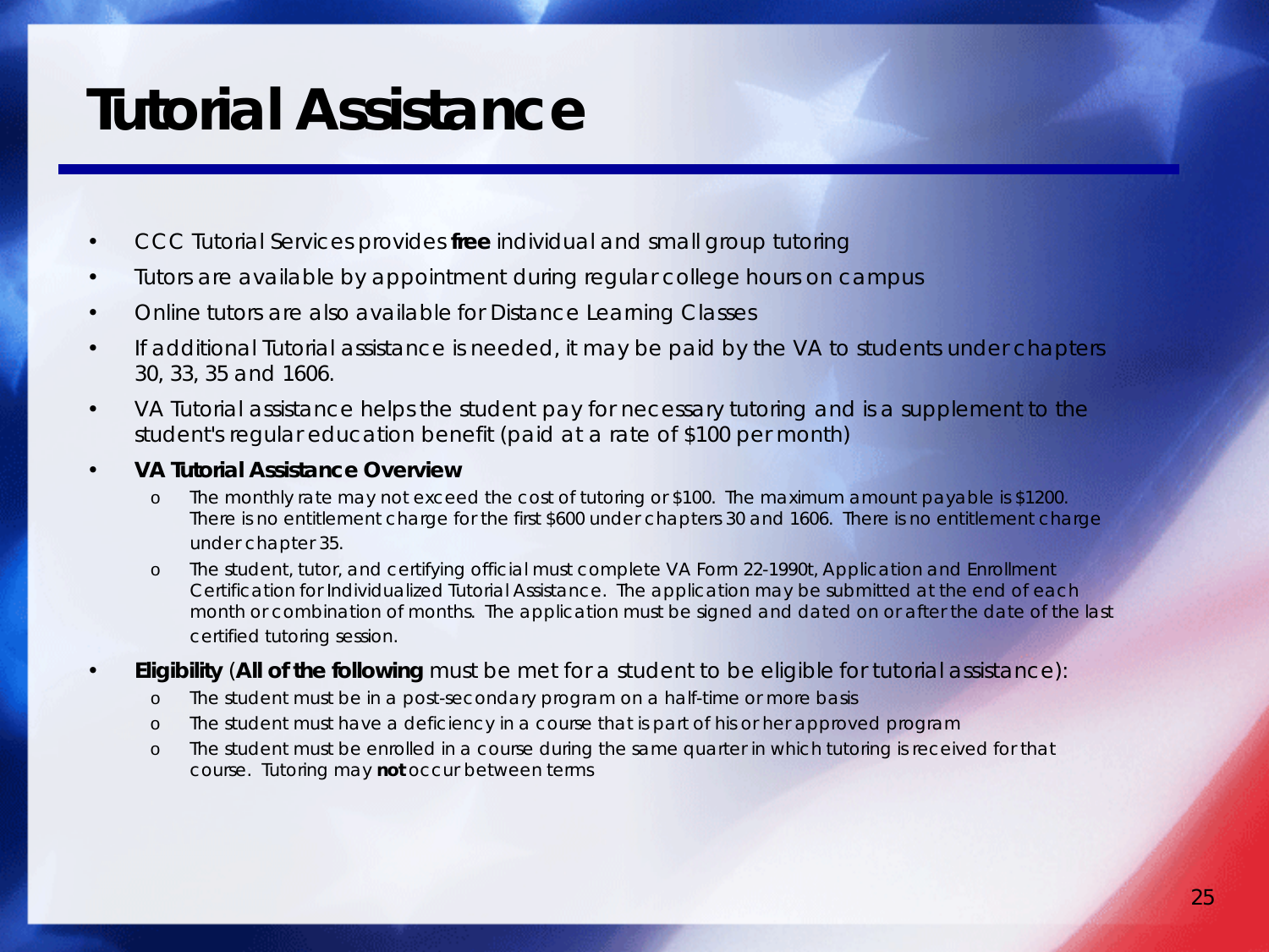# Tutorial Assistance

- CCC Tutorial Services provides **free** individual and small group tutoring
- Tutors are available by appointment during regular college hours on campus
- Online tutors are also available for Distance Learning Classes
- If additional Tutorial assistance is needed, it may be paid by the VA to students under chapters 30, 33, 35 and 1606.
- VA Tutorial assistance helps the student pay for necessary tutoring and is a supplement to the student's regular education benefit (paid at a rate of $100 per month)
- **VA Tutorial Assistance Overview**
  - The monthly rate may not exceed the cost of tutoring or $100. The maximum amount payable is $1200. There is no entitlement charge for the first $600 under chapters 30 and 1606. There is no entitlement charge under chapter 35.
  - The student, tutor, and certifying official must complete VA Form 22-1990t, Application and Enrollment Certification for Individualized Tutorial Assistance. The application may be submitted at the end of each month or combination of months. The application must be signed and dated on or after the date of the last certified tutoring session.
- **Eligibility** (**All of the following** must be met for a student to be eligible for tutorial assistance):
  - The student must be in a post-secondary program on a half-time or more basis
  - The student must have a deficiency in a course that is part of his or her approved program
  - The student must be enrolled in a course during the same quarter in which tutoring is received for that course. Tutoring may **not** occur between terms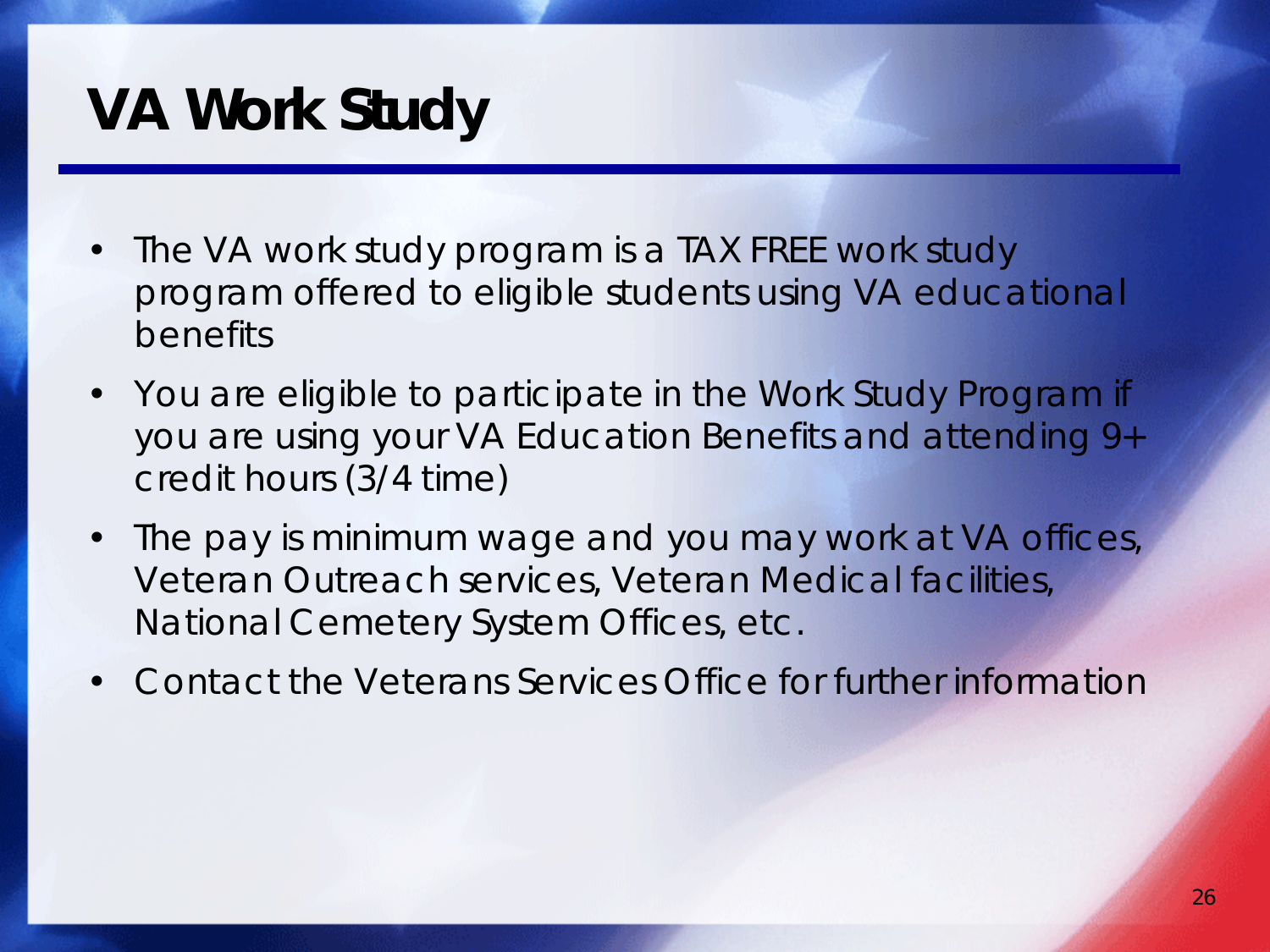# VA Work Study

- The VA work study program is a TAX FREE work study program offered to eligible students using VA educational benefits
- You are eligible to participate in the Work Study Program if you are using your VA Education Benefits and attending 9+ credit hours (3/4 time)
- The pay is minimum wage and you may work at VA offices, Veteran Outreach services, Veteran Medical facilities, National Cemetery System Offices, etc.
- Contact the Veterans Services Office for further information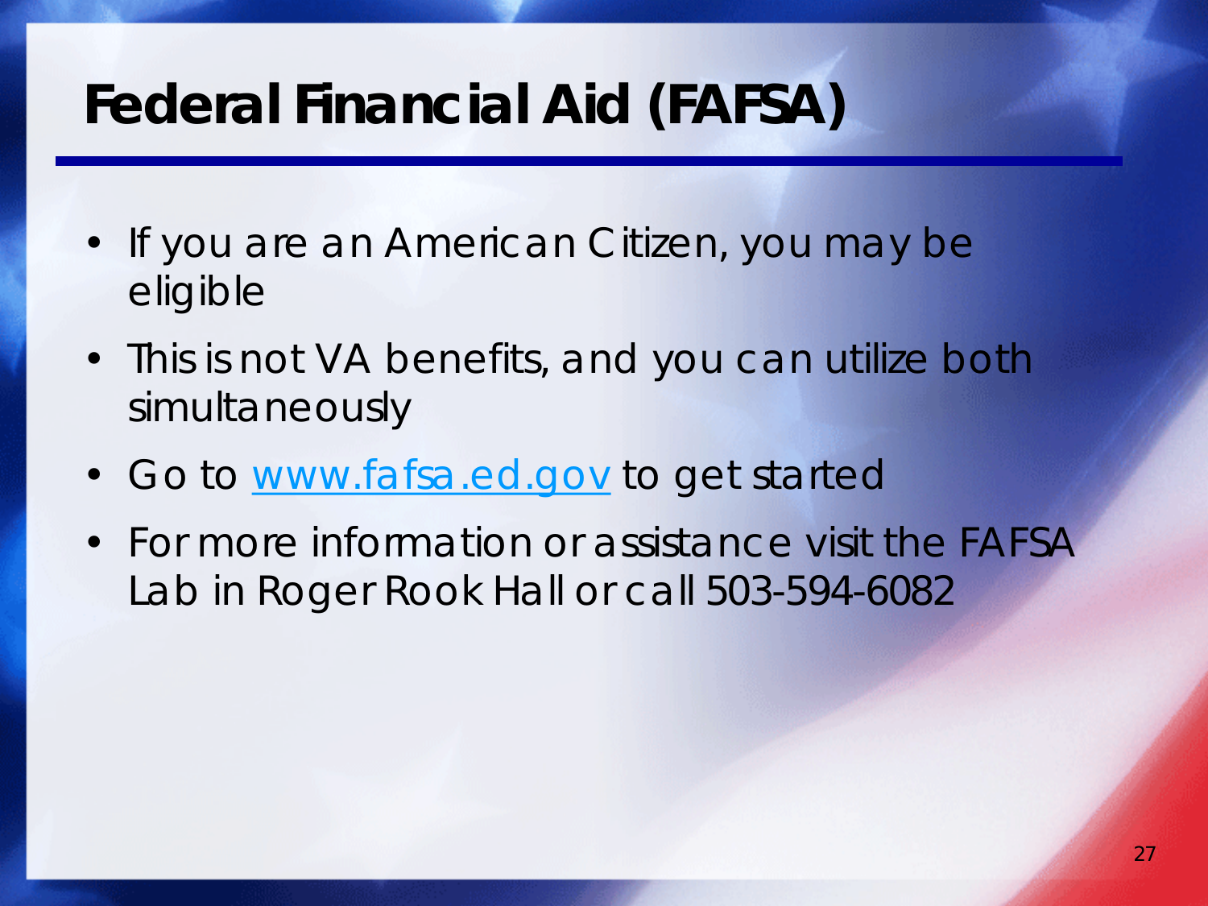# Federal Financial Aid (FAFSA)

- If you are an American Citizen, you may be eligible
- This is not VA benefits, and you can utilize both simultaneously
- Go to [www.fafsa.ed.gov](http://www.fafsa.ed.gov) to get started
- For more information or assistance visit the FAFSA Lab in Roger Rook Hall or call 503-594-6082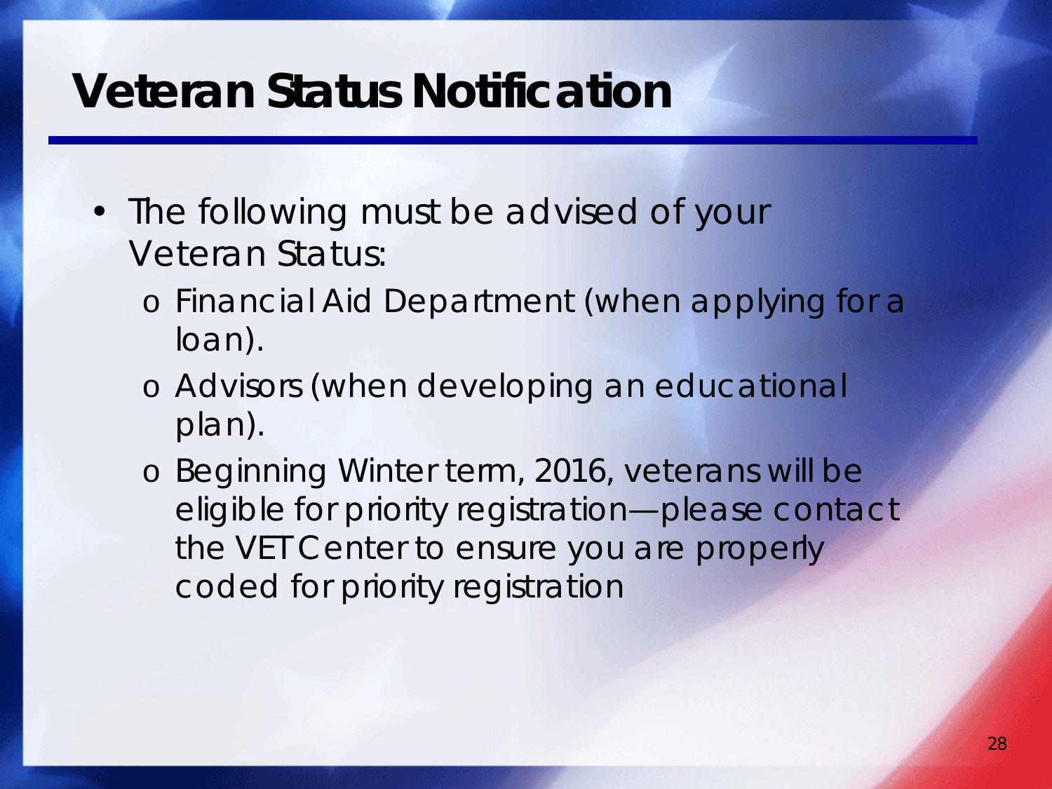# Veteran Status Notification

- The following must be advised of your Veteran Status:
  - Financial Aid Department (when applying for a loan).
  - Advisors (when developing an educational plan).
  - Beginning Winter term, 2016, veterans will be eligible for priority registration—please contact the VET Center to ensure you are properly coded for priority registration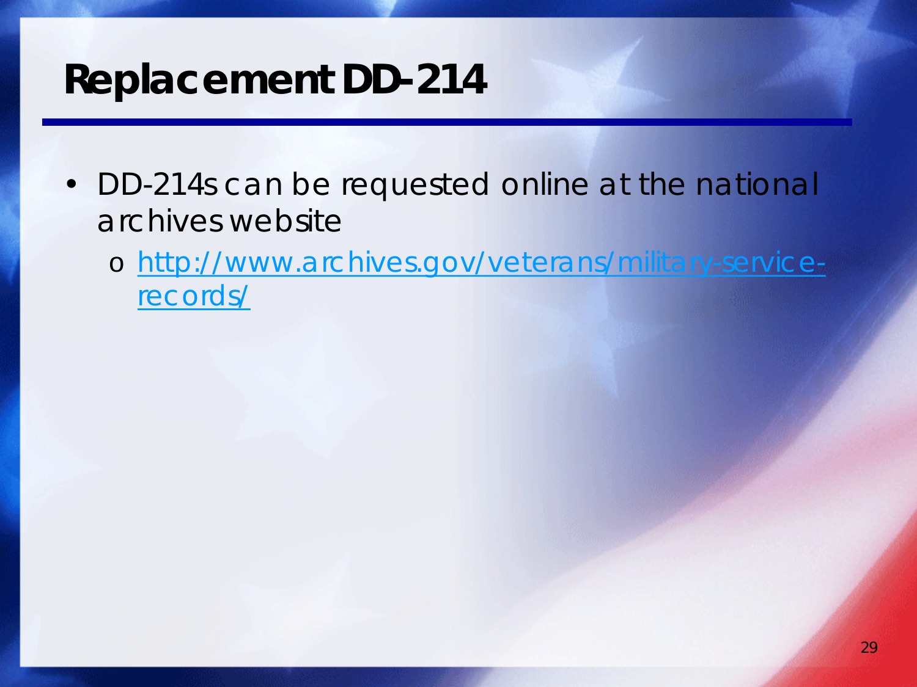# Replacement DD-214

- DD-214s can be requested online at the national archives website
  - http://www.archives.gov/veterans/military-service-records/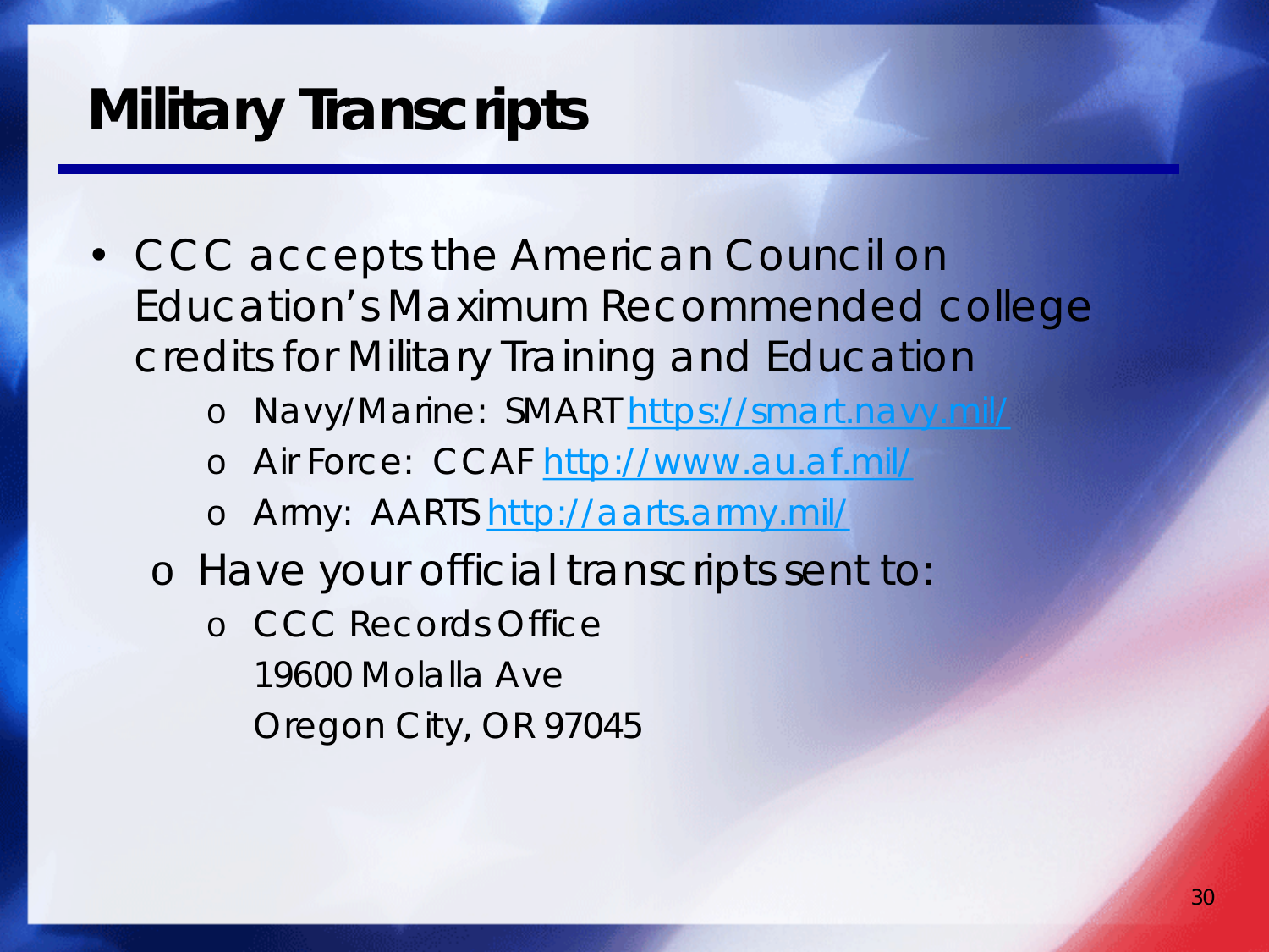# Military Transcripts

- CCC accepts the American Council on Education's Maximum Recommended college credits for Military Training and Education
    - Navy/Marine: SMART [https://smart.navy.mil/](https://smart.navy.mil/)
    - Air Force: CCAF [http://www.au.af.mil/](http://www.au.af.mil/)
    - Army: AARTS [http://aarts.army.mil/](http://aarts.army.mil/)
  - Have your official transcripts sent to:
    - CCC Records Office
      19600 Molalla Ave
      Oregon City, OR 97045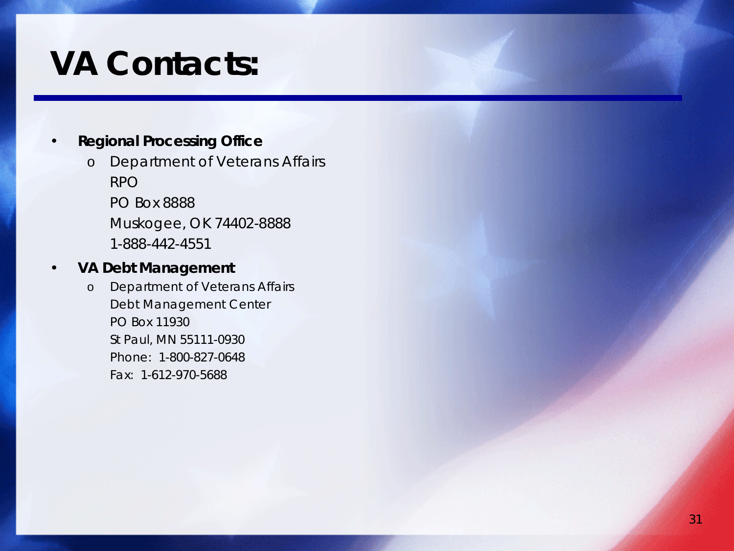# VA Contacts:

- **Regional Processing Office**
  - Department of Veterans Affairs
    RPO
    PO Box 8888
    Muskogee, OK 74402-8888
    1-888-442-4551
- **VA Debt Management**
  - Department of Veterans Affairs
    Debt Management Center
    PO Box 11930
    St Paul, MN 55111-0930
    Phone: 1-800-827-0648
    Fax: 1-612-970-5688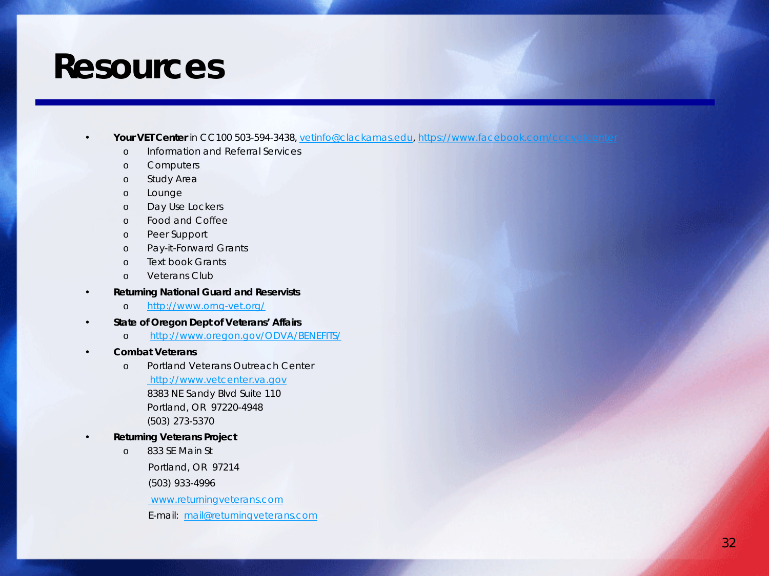# Resources

- **Your VET Center** in CC100 503-594-3438, vetinfo@clackamas.edu, https://www.facebook.com/cccvetcenter
  - Information and Referral Services
  - Computers
  - Study Area
  - Lounge
  - Day Use Lockers
  - Food and Coffee
  - Peer Support
  - Pay-it-Forward Grants
  - Text book Grants
  - Veterans Club
- **Returning National Guard and Reservists**
  - http://www.orng-vet.org/
- **State of Oregon Dept of Veterans' Affairs**
  - http://www.oregon.gov/ODVA/BENEFITS/
- **Combat Veterans**
  - Portland Veterans Outreach Center
    http://www.vetcenter.va.gov
    8383 NE Sandy Blvd Suite 110
    Portland, OR 97220-4948
    (503) 273-5370
- **Returning Veterans Project**
  - 833 SE Main St
    Portland, OR 97214
    (503) 933-4996
    www.returningveterans.com
    E-mail: mail@returningveterans.com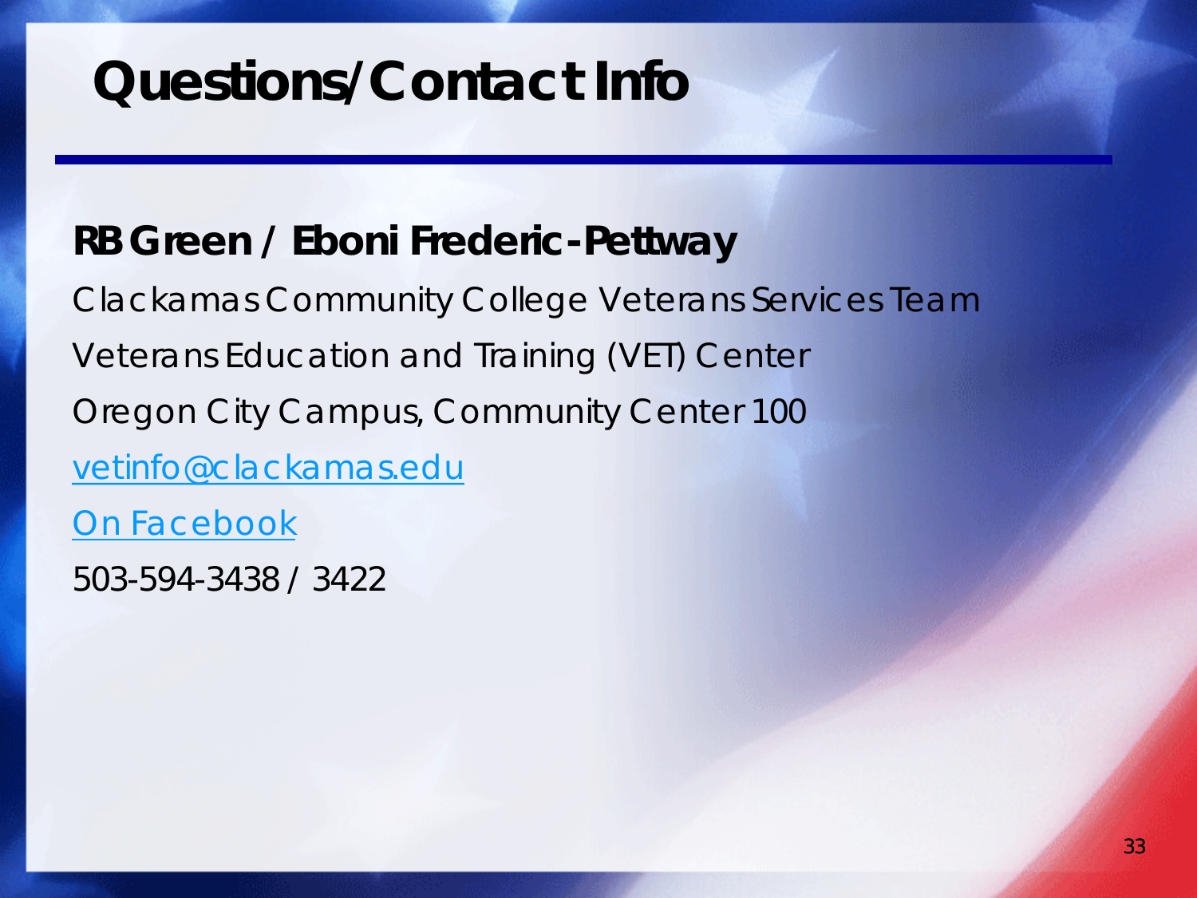# Questions/Contact Info

**RB Green / Eboni Frederic-Pettway**

Clackamas Community College Veterans Services Team

Veterans Education and Training (VET) Center

Oregon City Campus, Community Center 100

vetinfo@clackamas.edu

On Facebook

503-594-3438 / 3422